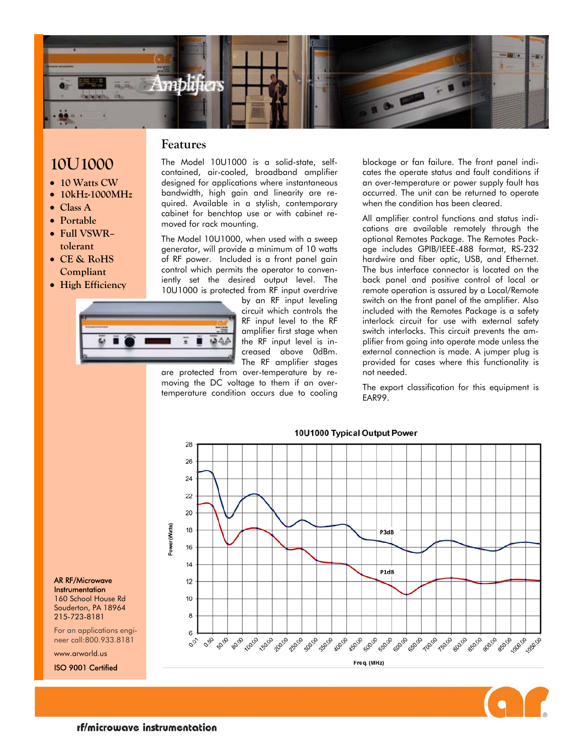# 10U1000

- 10 Watts CW
- 10kHz-1000MHz
- Class A
- Portable
- Full VSWR–tolerant
- CE & RoHS Compliant
- High Efficiency

## Features

The Model 10U1000 is a solid-state, self-contained, air-cooled, broadband amplifier designed for applications where instantaneous bandwidth, high gain and linearity are required. Available in a stylish, contemporary cabinet for benchtop use or with cabinet removed for rack mounting.

The Model 10U1000, when used with a sweep generator, will provide a minimum of 10 watts of RF power. Included is a front panel gain control which permits the operator to conveniently set the desired output level. The 10U1000 is protected from RF input overdrive by an RF input leveling circuit which controls the RF input level to the RF amplifier first stage when the RF input level is increased above 0dBm. The RF amplifier stages are protected from over-temperature by removing the DC voltage to them if an over-temperature condition occurs due to cooling blockage or fan failure. The front panel indicates the operate status and fault conditions if an over-temperature or power supply fault has occurred. The unit can be returned to operate when the condition has been cleared.

All amplifier control functions and status indications are available remotely through the optional Remotes Package. The Remotes Package includes GPIB/IEEE-488 format, RS-232 hardwire and fiber optic, USB, and Ethernet. The bus interface connector is located on the back panel and positive control of local or remote operation is assured by a Local/Remote switch on the front panel of the amplifier. Also included with the Remotes Package is a safety interlock circuit for use with external safety switch interlocks. This circuit prevents the amplifier from going into operate mode unless the external connection is made. A jumper plug is provided for cases where this functionality is not needed.

The export classification for this equipment is EAR99.

**10U1000 Typical Output Power**

AR RF/Microwave Instrumentation
160 School House Rd
Souderton, PA 18964
215-723-8181

For an applications engineer call:800.933.8181

www.arworld.us

ISO 9001 Certified

rf/microwave instrumentation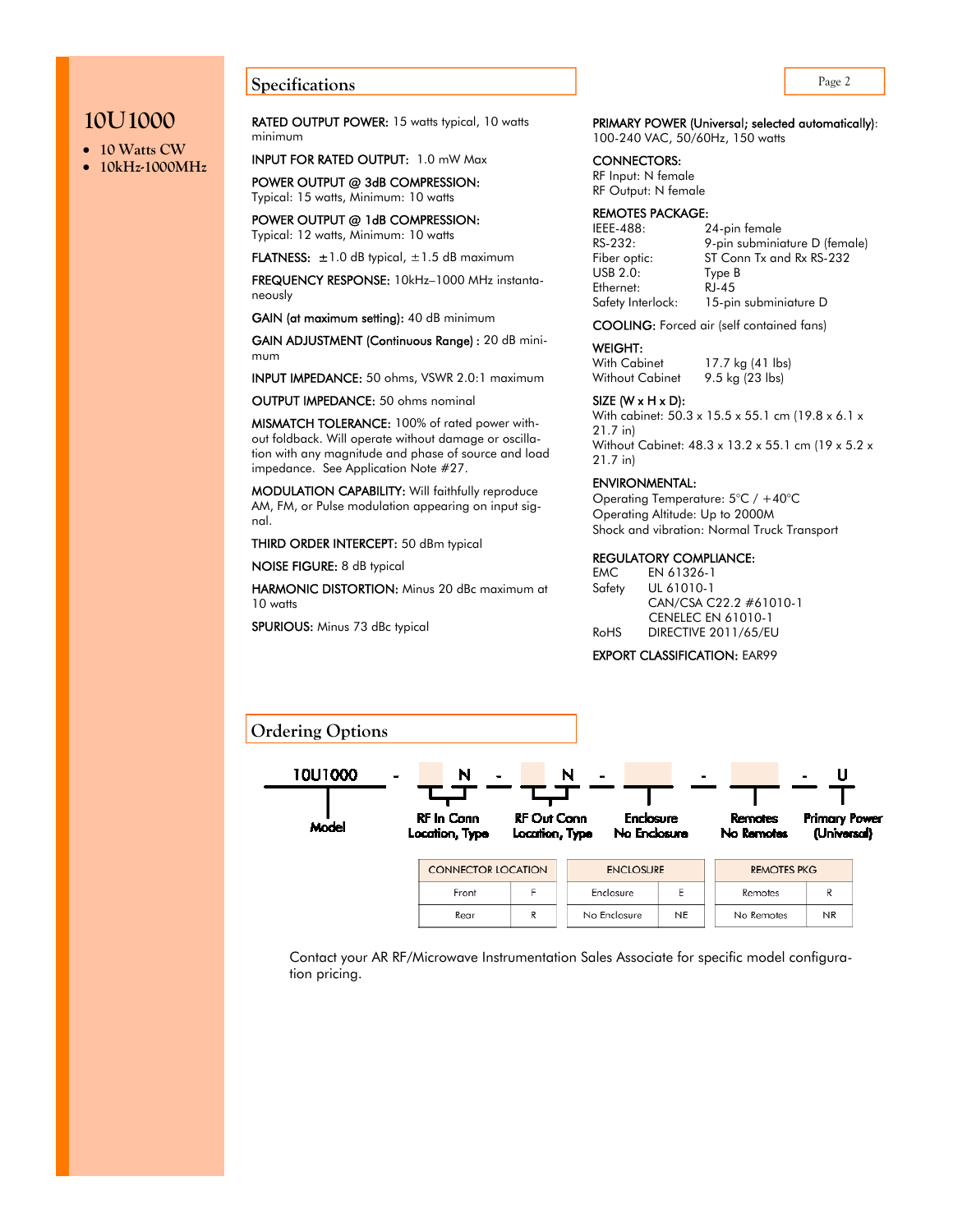# 10U1000

- 10 Watts CW
- 10kHz-1000MHz

## Specifications

**RATED OUTPUT POWER:** 15 watts typical, 10 watts minimum

**INPUT FOR RATED OUTPUT:** 1.0 mW Max

**POWER OUTPUT @ 3dB COMPRESSION:**
Typical: 15 watts, Minimum: 10 watts

**POWER OUTPUT @ 1dB COMPRESSION:**
Typical: 12 watts, Minimum: 10 watts

**FLATNESS:** ±1.0 dB typical, ±1.5 dB maximum

**FREQUENCY RESPONSE:** 10kHz–1000 MHz instantaneously

**GAIN (at maximum setting):** 40 dB minimum

**GAIN ADJUSTMENT (Continuous Range) :** 20 dB minimum

**INPUT IMPEDANCE:** 50 ohms, VSWR 2.0:1 maximum

**OUTPUT IMPEDANCE:** 50 ohms nominal

**MISMATCH TOLERANCE:** 100% of rated power without foldback. Will operate without damage or oscillation with any magnitude and phase of source and load impedance. See Application Note #27.

**MODULATION CAPABILITY:** Will faithfully reproduce AM, FM, or Pulse modulation appearing on input signal.

**THIRD ORDER INTERCEPT:** 50 dBm typical

**NOISE FIGURE:** 8 dB typical

**HARMONIC DISTORTION:** Minus 20 dBc maximum at 10 watts

**SPURIOUS:** Minus 73 dBc typical

**PRIMARY POWER (Universal; selected automatically):** 100-240 VAC, 50/60Hz, 150 watts

**CONNECTORS:**
RF Input: N female
RF Output: N female

**REMOTES PACKAGE:**

| | |
|---|---|
| IEEE-488: | 24-pin female |
| RS-232: | 9-pin subminiature D (female) |
| Fiber optic: | ST Conn Tx and Rx RS-232 |
| USB 2.0: | Type B |
| Ethernet: | RJ-45 |
| Safety Interlock: | 15-pin subminiature D |

**COOLING:** Forced air (self contained fans)

**WEIGHT:**

| | |
|---|---|
| With Cabinet | 17.7 kg (41 lbs) |
| Without Cabinet | 9.5 kg (23 lbs) |

**SIZE (W x H x D):**
With cabinet: 50.3 x 15.5 x 55.1 cm (19.8 x 6.1 x 21.7 in)
Without Cabinet: 48.3 x 13.2 x 55.1 cm (19 x 5.2 x 21.7 in)

**ENVIRONMENTAL:**
Operating Temperature: 5°C / +40°C
Operating Altitude: Up to 2000M
Shock and vibration: Normal Truck Transport

**REGULATORY COMPLIANCE:**

| | |
|---|---|
| EMC | EN 61326-1 |
| Safety | UL 61010-1 |
| | CAN/CSA C22.2 #61010-1 |
| | CENELEC EN 61010-1 |
| RoHS | DIRECTIVE 2011/65/EU |

**EXPORT CLASSIFICATION:** EAR99

## Ordering Options

10U1000 - _ N - _ N - _ - _ - U

| Model | RF In Conn Location, Type | RF Out Conn Location, Type | Enclosure No Enclosure | Remotes No Remotes | Primary Power (Universal) |
|---|---|---|---|---|---|

| CONNECTOR LOCATION | |
|---|---|
| Front | F |
| Rear | R |

| ENCLOSURE | |
|---|---|
| Enclosure | E |
| No Enclosure | NE |

| REMOTES PKG | |
|---|---|
| Remotes | R |
| No Remotes | NR |

Contact your AR RF/Microwave Instrumentation Sales Associate for specific model configuration pricing.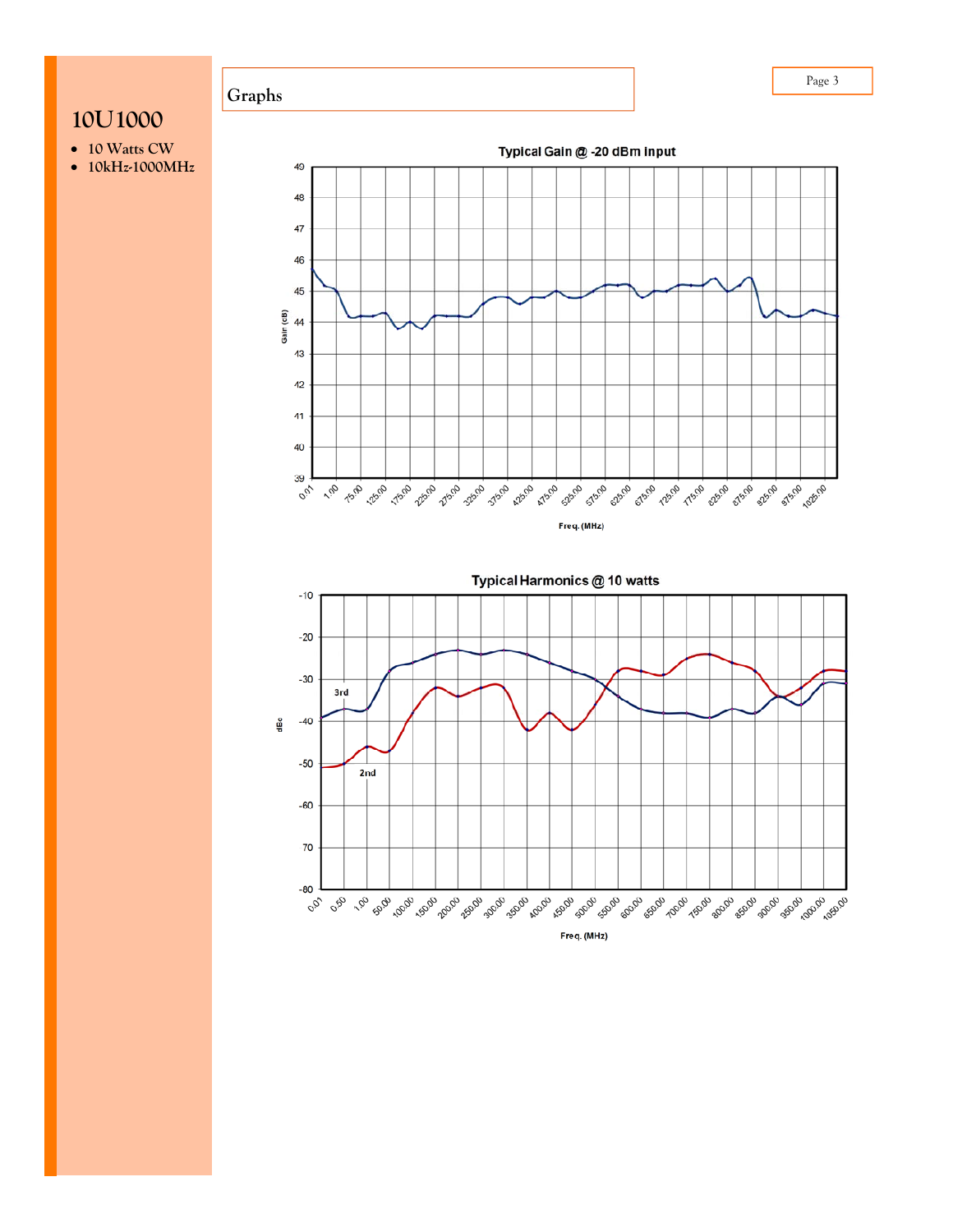# 10U1000

- 10 Watts CW
- 10kHz-1000MHz

## Graphs

Typical Gain @ -20 dBm Input

Gain (dB)

Freq. (MHz)

Typical Harmonics @ 10 watts

3rd

2nd

dBc

Freq. (MHz)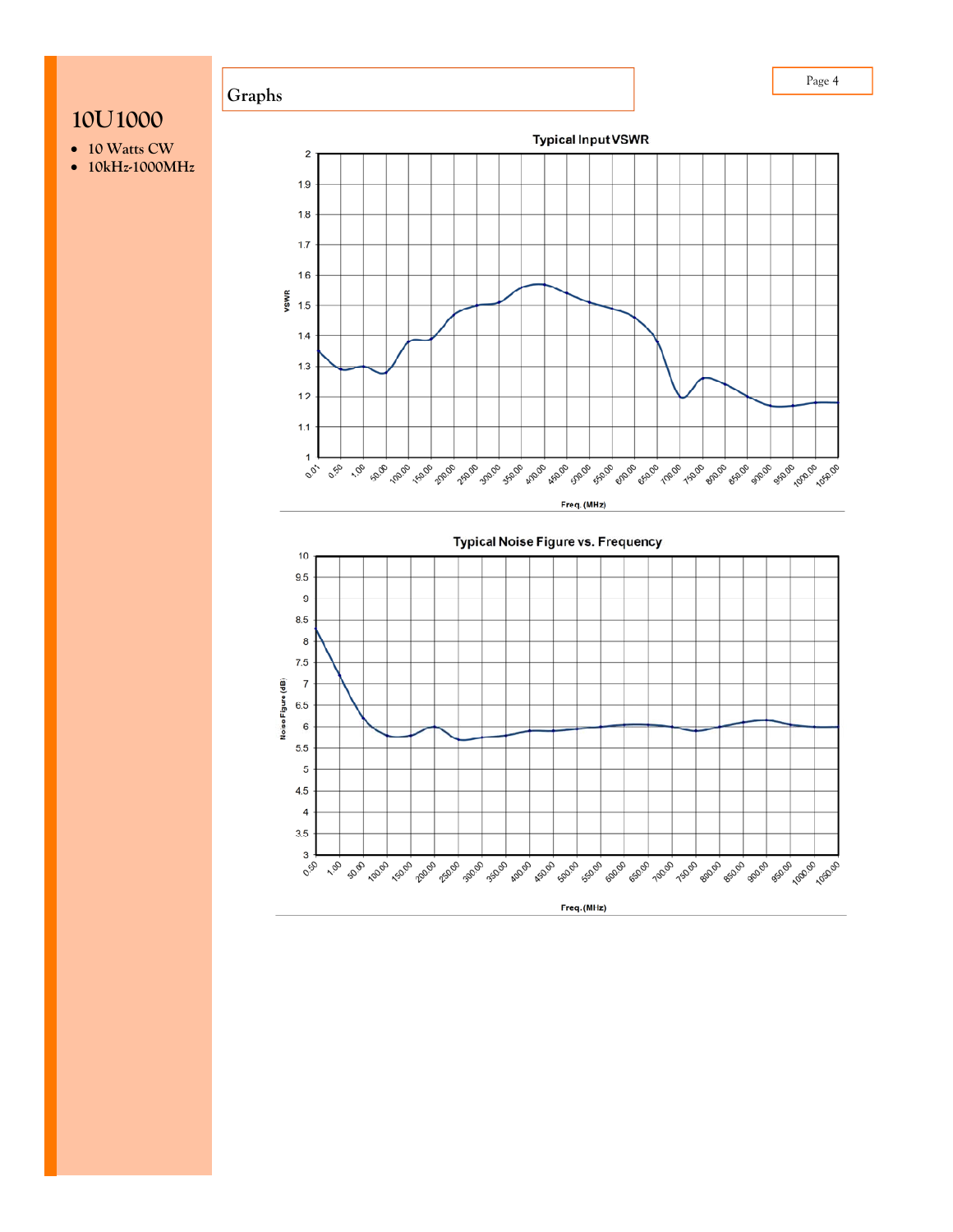# 10U1000

- 10 Watts CW
- 10kHz-1000MHz

## Graphs

**Typical Input VSWR**

VSWR (1 to 2) vs. Freq. (MHz) (0.01, 0.50, 1.00, 50.00, 100.00, 150.00, 200.00, 250.00, 300.00, 350.00, 400.00, 450.00, 500.00, 550.00, 600.00, 650.00, 700.00, 750.00, 800.00, 850.00, 900.00, 950.00, 1000.00, 1050.00)

**Typical Noise Figure vs. Frequency**

Noise Figure (dB) (3 to 10) vs. Freq. (MHz) (0.50, 1.00, 50.00, 100.00, 150.00, 200.00, 250.00, 300.00, 350.00, 400.00, 450.00, 500.00, 550.00, 600.00, 650.00, 700.00, 750.00, 800.00, 850.00, 900.00, 950.00, 1000.00, 1050.00)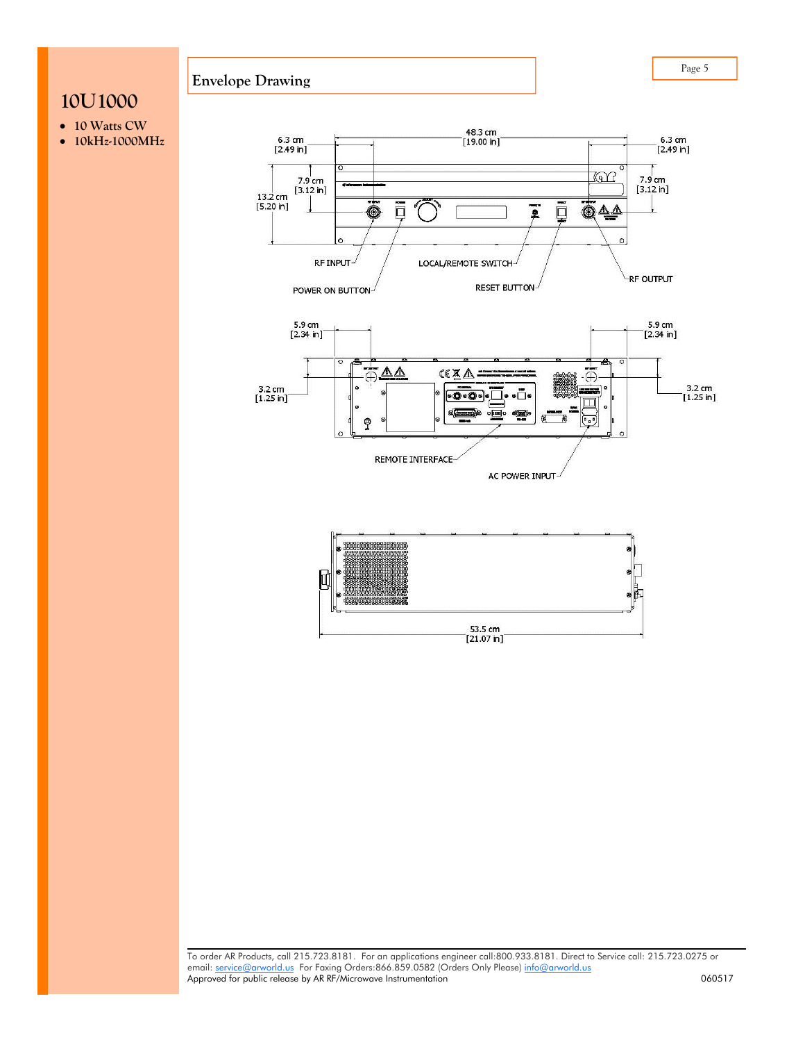# 10U1000

- 10 Watts CW
- 10kHz-1000MHz

## Envelope Drawing

48.3 cm
[19.00 in]

6.3 cm
[2.49 in]

6.3 cm
[2.49 in]

7.9 cm
[3.12 in]

7.9 cm
[3.12 in]

13.2 cm
[5.20 in]

RF INPUT

LOCAL/REMOTE SWITCH

RF OUTPUT

POWER ON BUTTON

RESET BUTTON

5.9 cm
[2.34 in]

5.9 cm
[2.34 in]

3.2 cm
[1.25 in]

3.2 cm
[1.25 in]

REMOTE INTERFACE

AC POWER INPUT

53.5 cm
[21.07 in]

To order AR Products, call 215.723.8181. For an applications engineer call:800.933.8181. Direct to Service call: 215.723.0275 or email: service@arworld.us For Faxing Orders:866.859.0582 (Orders Only Please) info@arworld.us
Approved for public release by AR RF/Microwave Instrumentation 060517